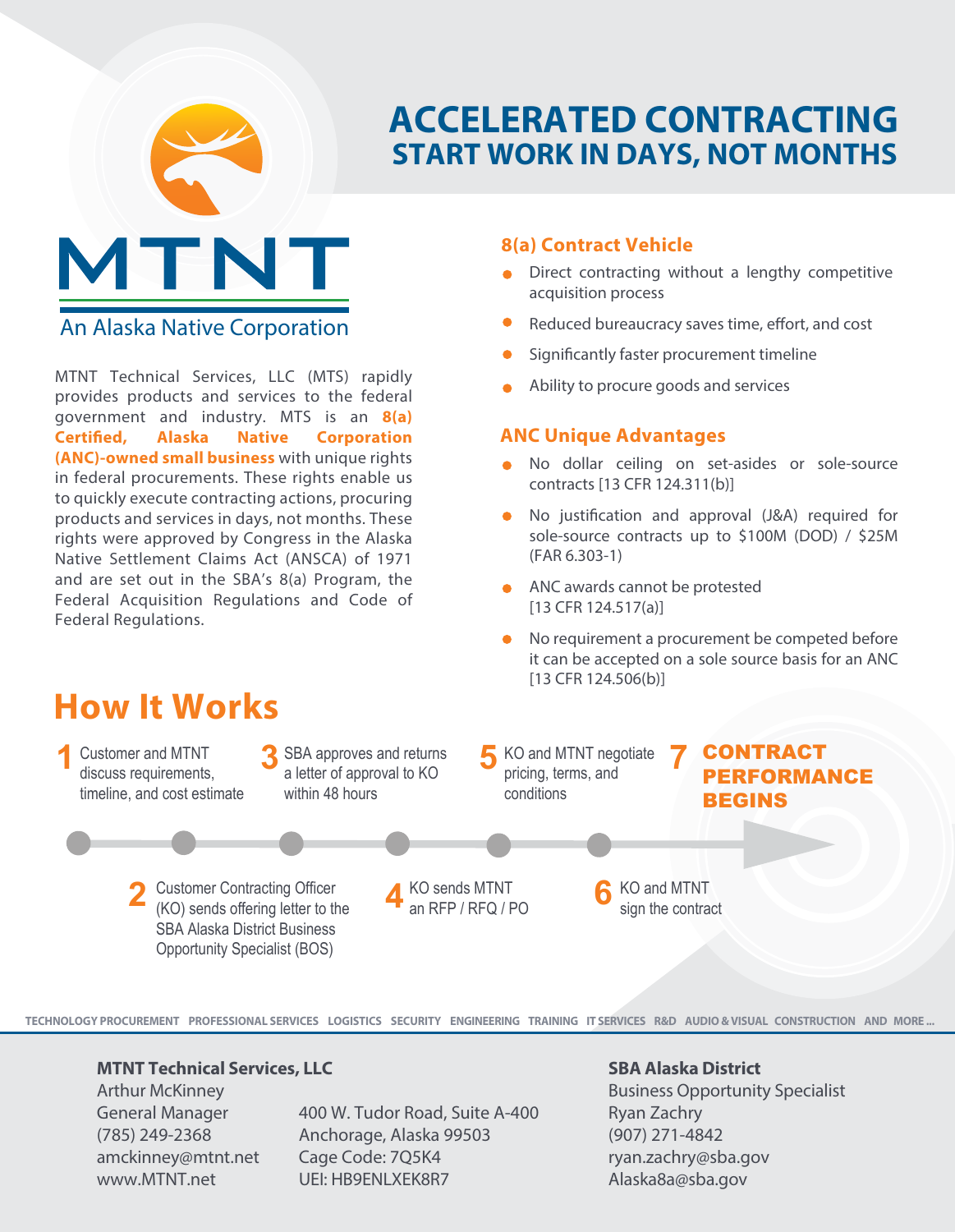# ACCELERATED CONTRACTING
## START WORK IN DAYS, NOT MONTHS

MTNT

An Alaska Native Corporation

MTNT Technical Services, LLC (MTS) rapidly provides products and services to the federal government and industry. MTS is an **8(a) Certified, Alaska Native Corporation (ANC)-owned small business** with unique rights in federal procurements. These rights enable us to quickly execute contracting actions, procuring products and services in days, not months. These rights were approved by Congress in the Alaska Native Settlement Claims Act (ANSCA) of 1971 and are set out in the SBA's 8(a) Program, the Federal Acquisition Regulations and Code of Federal Regulations.

### 8(a) Contract Vehicle

- Direct contracting without a lengthy competitive acquisition process
- Reduced bureaucracy saves time, effort, and cost
- Significantly faster procurement timeline
- Ability to procure goods and services

### ANC Unique Advantages

- No dollar ceiling on set-asides or sole-source contracts [13 CFR 124.311(b)]
- No justification and approval (J&A) required for sole-source contracts up to $100M (DOD) / $25M (FAR 6.303-1)
- ANC awards cannot be protested [13 CFR 124.517(a)]
- No requirement a procurement be competed before it can be accepted on a sole source basis for an ANC [13 CFR 124.506(b)]

## How It Works

1. Customer and MTNT discuss requirements, timeline, and cost estimate
2. Customer Contracting Officer (KO) sends offering letter to the SBA Alaska District Business Opportunity Specialist (BOS)
3. SBA approves and returns a letter of approval to KO within 48 hours
4. KO sends MTNT an RFP / RFQ / PO
5. KO and MTNT negotiate pricing, terms, and conditions
6. KO and MTNT sign the contract
7. **CONTRACT PERFORMANCE BEGINS**

TECHNOLOGY PROCUREMENT PROFESSIONAL SERVICES LOGISTICS SECURITY ENGINEERING TRAINING IT SERVICES R&D AUDIO & VISUAL CONSTRUCTION AND MORE ...

**MTNT Technical Services, LLC**
Arthur McKinney
General Manager
(785) 249-2368
amckinney@mtnt.net
www.MTNT.net

400 W. Tudor Road, Suite A-400
Anchorage, Alaska 99503
Cage Code: 7Q5K4
UEI: HB9ENLXEK8R7

**SBA Alaska District**
Business Opportunity Specialist
Ryan Zachry
(907) 271-4842
ryan.zachry@sba.gov
Alaska8a@sba.gov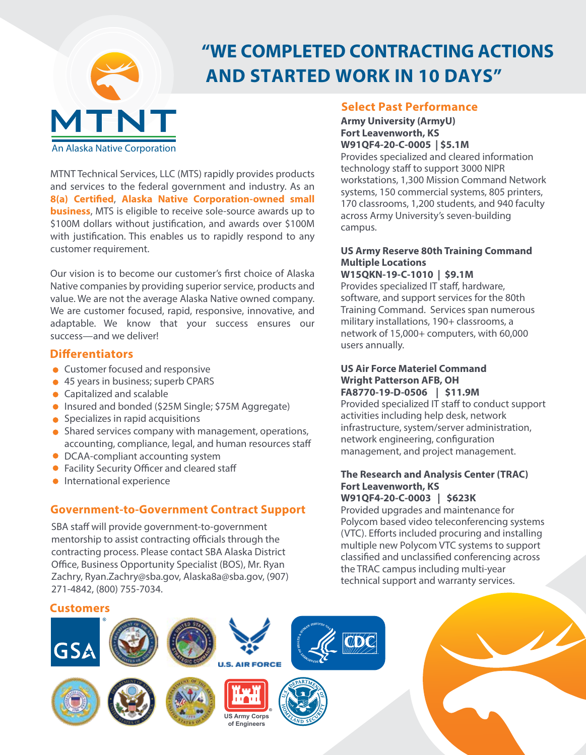# "WE COMPLETED CONTRACTING ACTIONS AND STARTED WORK IN 10 DAYS"

MTNT

An Alaska Native Corporation

MTNT Technical Services, LLC (MTS) rapidly provides products and services to the federal government and industry. As an **8(a) Certified**, **Alaska Native Corporation-owned small business**, MTS is eligible to receive sole-source awards up to $100M dollars without justification, and awards over $100M with justification. This enables us to rapidly respond to any customer requirement.

Our vision is to become our customer's first choice of Alaska Native companies by providing superior service, products and value. We are not the average Alaska Native owned company. We are customer focused, rapid, responsive, innovative, and adaptable. We know that your success ensures our success—and we deliver!

## Differentiators

- Customer focused and responsive
- 45 years in business; superb CPARS
- Capitalized and scalable
- Insured and bonded ($25M Single; $75M Aggregate)
- Specializes in rapid acquisitions
- Shared services company with management, operations, accounting, compliance, legal, and human resources staff
- DCAA-compliant accounting system
- Facility Security Officer and cleared staff
- International experience

## Government-to-Government Contract Support

SBA staff will provide government-to-government mentorship to assist contracting officials through the contracting process. Please contact SBA Alaska District Office, Business Opportunity Specialist (BOS), Mr. Ryan Zachry, Ryan.Zachry@sba.gov, Alaska8a@sba.gov, (907) 271-4842, (800) 755-7034.

## Select Past Performance

**Army University (ArmyU)**
**Fort Leavenworth, KS**
**W91QF4-20-C-0005 | $5.1M**
Provides specialized and cleared information technology staff to support 3000 NIPR workstations, 1,300 Mission Command Network systems, 150 commercial systems, 805 printers, 170 classrooms, 1,200 students, and 940 faculty across Army University's seven-building campus.

**US Army Reserve 80th Training Command**
**Multiple Locations**
**W15QKN-19-C-1010 | $9.1M**
Provides specialized IT staff, hardware, software, and support services for the 80th Training Command. Services span numerous military installations, 190+ classrooms, a network of 15,000+ computers, with 60,000 users annually.

**US Air Force Materiel Command**
**Wright Patterson AFB, OH**
**FA8770-19-D-0506 | $11.9M**
Provided specialized IT staff to conduct support activities including help desk, network infrastructure, system/server administration, network engineering, configuration management, and project management.

**The Research and Analysis Center (TRAC)**
**Fort Leavenworth, KS**
**W91QF4-20-C-0003 | $623K**
Provided upgrades and maintenance for Polycom based video teleconferencing systems (VTC). Efforts included procuring and installing multiple new Polycom VTC systems to support classified and unclassified conferencing across the TRAC campus including multi-year technical support and warranty services.

## Customers

GSA

U.S. AIR FORCE

CDC

US Army Corps of Engineers